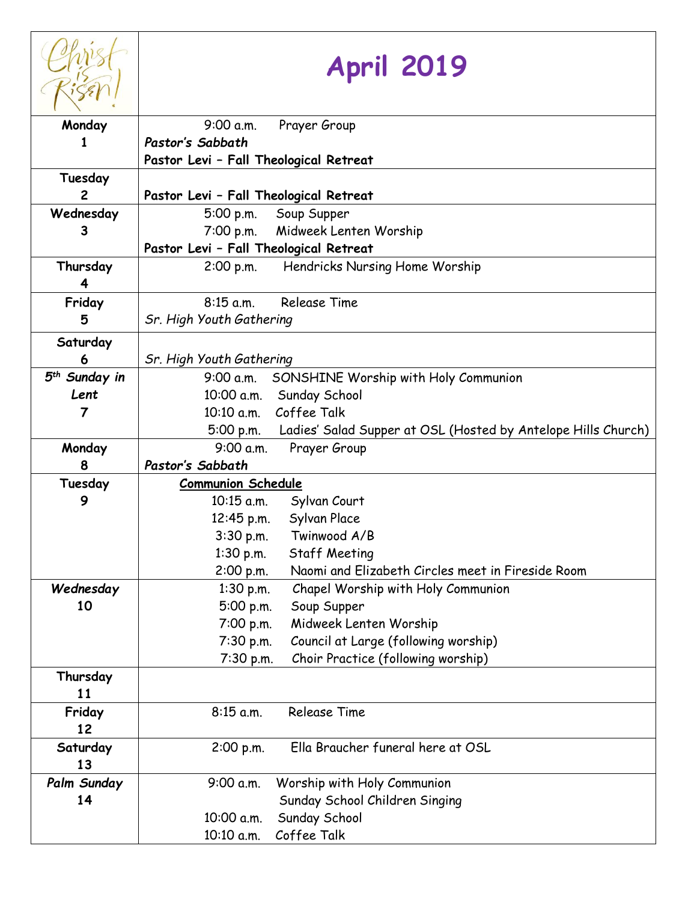| Christ is Risen! | **April 2019** |
|---|---|
| **Monday 1** | 9:00 a.m. Prayer Group<br>***Pastor's Sabbath***<br>**Pastor Levi – Fall Theological Retreat** |
| **Tuesday 2** | **Pastor Levi – Fall Theological Retreat** |
| **Wednesday 3** | 5:00 p.m. Soup Supper<br>7:00 p.m. Midweek Lenten Worship<br>**Pastor Levi – Fall Theological Retreat** |
| **Thursday 4** | 2:00 p.m. Hendricks Nursing Home Worship |
| **Friday 5** | 8:15 a.m. Release Time<br>*Sr. High Youth Gathering* |
| **Saturday 6** | *Sr. High Youth Gathering* |
| ***5th Sunday in Lent* 7** | 9:00 a.m. SONSHINE Worship with Holy Communion<br>10:00 a.m. Sunday School<br>10:10 a.m. Coffee Talk<br>5:00 p.m. Ladies' Salad Supper at OSL (Hosted by Antelope Hills Church) |
| **Monday 8** | 9:00 a.m. Prayer Group<br>***Pastor's Sabbath*** |
| **Tuesday 9** | **Communion Schedule**<br>10:15 a.m. Sylvan Court<br>12:45 p.m. Sylvan Place<br>3:30 p.m. Twinwood A/B<br>1:30 p.m. Staff Meeting<br>2:00 p.m. Naomi and Elizabeth Circles meet in Fireside Room |
| ***Wednesday* 10** | 1:30 p.m. Chapel Worship with Holy Communion<br>5:00 p.m. Soup Supper<br>7:00 p.m. Midweek Lenten Worship<br>7:30 p.m. Council at Large (following worship)<br>7:30 p.m. Choir Practice (following worship) |
| **Thursday 11** | |
| **Friday 12** | 8:15 a.m. Release Time |
| **Saturday 13** | 2:00 p.m. Ella Braucher funeral here at OSL |
| ***Palm Sunday* 14** | 9:00 a.m. Worship with Holy Communion<br>Sunday School Children Singing<br>10:00 a.m. Sunday School<br>10:10 a.m. Coffee Talk |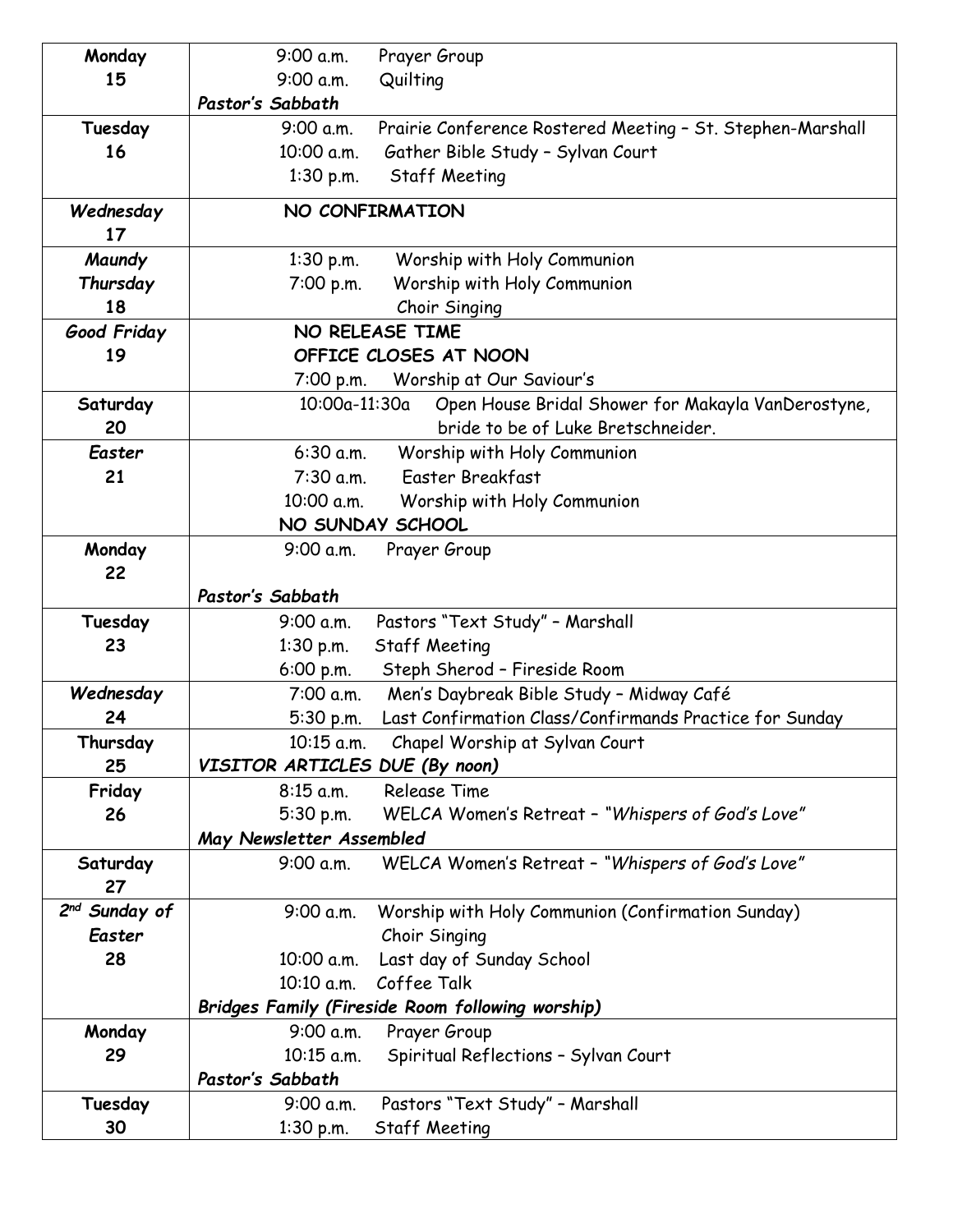| | |
|---|---|
| **Monday 15** | 9:00 a.m. Prayer Group<br>9:00 a.m. Quilting<br>***Pastor's Sabbath*** |
| **Tuesday 16** | 9:00 a.m. Prairie Conference Rostered Meeting – St. Stephen-Marshall<br>10:00 a.m. Gather Bible Study – Sylvan Court<br>1:30 p.m. Staff Meeting |
| ***Wednesday* 17** | **NO CONFIRMATION** |
| ***Maundy Thursday* 18** | 1:30 p.m. Worship with Holy Communion<br>7:00 p.m. Worship with Holy Communion<br>Choir Singing |
| ***Good Friday* 19** | **NO RELEASE TIME**<br>**OFFICE CLOSES AT NOON**<br>7:00 p.m. Worship at Our Saviour's |
| **Saturday 20** | 10:00a-11:30a Open House Bridal Shower for Makayla VanDerostyne, bride to be of Luke Bretschneider. |
| ***Easter* 21** | 6:30 a.m. Worship with Holy Communion<br>7:30 a.m. Easter Breakfast<br>10:00 a.m. Worship with Holy Communion<br>**NO SUNDAY SCHOOL** |
| **Monday 22** | 9:00 a.m. Prayer Group<br>***Pastor's Sabbath*** |
| **Tuesday 23** | 9:00 a.m. Pastors "Text Study" – Marshall<br>1:30 p.m. Staff Meeting<br>6:00 p.m. Steph Sherod – Fireside Room |
| ***Wednesday* 24** | 7:00 a.m. Men's Daybreak Bible Study – Midway Café<br>5:30 p.m. Last Confirmation Class/Confirmands Practice for Sunday |
| **Thursday 25** | 10:15 a.m. Chapel Worship at Sylvan Court<br>***VISITOR ARTICLES DUE (By noon)*** |
| **Friday 26** | 8:15 a.m. Release Time<br>5:30 p.m. WELCA Women's Retreat – "*Whispers of God's Love*"<br>***May Newsletter Assembled*** |
| **Saturday 27** | 9:00 a.m. WELCA Women's Retreat – "*Whispers of God's Love*" |
| ***2nd Sunday of Easter* 28** | 9:00 a.m. Worship with Holy Communion (Confirmation Sunday)<br>Choir Singing<br>10:00 a.m. Last day of Sunday School<br>10:10 a.m. Coffee Talk<br>***Bridges Family (Fireside Room following worship)*** |
| **Monday 29** | 9:00 a.m. Prayer Group<br>10:15 a.m. Spiritual Reflections – Sylvan Court<br>***Pastor's Sabbath*** |
| **Tuesday 30** | 9:00 a.m. Pastors "Text Study" – Marshall<br>1:30 p.m. Staff Meeting |